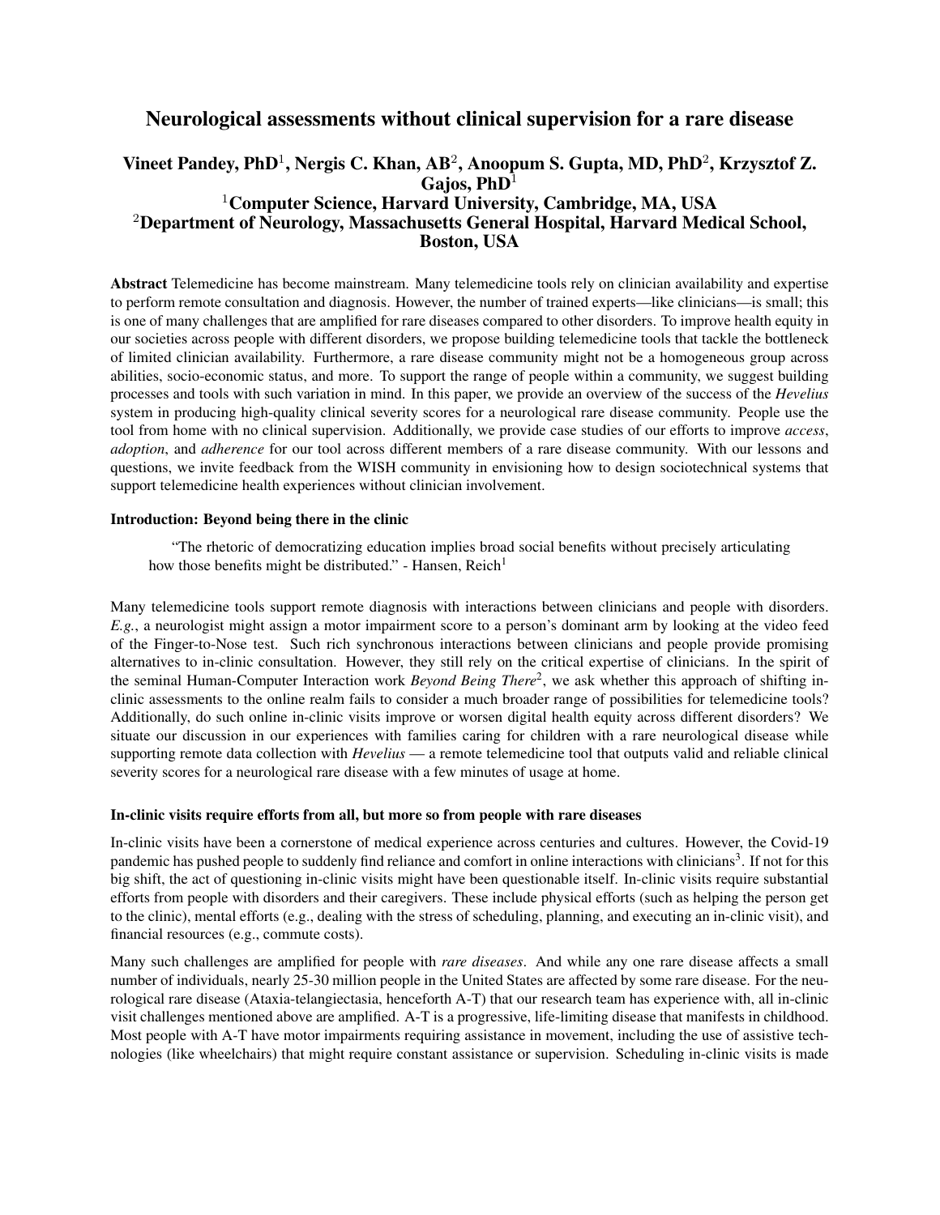# Neurological assessments without clinical supervision for a rare disease

**Vineet Pandey, PhD[1], Nergis C. Khan, AB[2], Anoopum S. Gupta, MD, PhD[2], Krzysztof Z. Gajos, PhD[1]**
**[1]Computer Science, Harvard University, Cambridge, MA, USA**
**[2]Department of Neurology, Massachusetts General Hospital, Harvard Medical School, Boston, USA**

**Abstract** Telemedicine has become mainstream. Many telemedicine tools rely on clinician availability and expertise to perform remote consultation and diagnosis. However, the number of trained experts—like clinicians—is small; this is one of many challenges that are amplified for rare diseases compared to other disorders. To improve health equity in our societies across people with different disorders, we propose building telemedicine tools that tackle the bottleneck of limited clinician availability. Furthermore, a rare disease community might not be a homogeneous group across abilities, socio-economic status, and more. To support the range of people within a community, we suggest building processes and tools with such variation in mind. In this paper, we provide an overview of the success of the *Hevelius* system in producing high-quality clinical severity scores for a neurological rare disease community. People use the tool from home with no clinical supervision. Additionally, we provide case studies of our efforts to improve *access*, *adoption*, and *adherence* for our tool across different members of a rare disease community. With our lessons and questions, we invite feedback from the WISH community in envisioning how to design sociotechnical systems that support telemedicine health experiences without clinician involvement.

### Introduction: Beyond being there in the clinic

> "The rhetoric of democratizing education implies broad social benefits without precisely articulating how those benefits might be distributed." - Hansen, Reich[1]

Many telemedicine tools support remote diagnosis with interactions between clinicians and people with disorders. *E.g.*, a neurologist might assign a motor impairment score to a person's dominant arm by looking at the video feed of the Finger-to-Nose test. Such rich synchronous interactions between clinicians and people provide promising alternatives to in-clinic consultation. However, they still rely on the critical expertise of clinicians. In the spirit of the seminal Human-Computer Interaction work *Beyond Being There*[2], we ask whether this approach of shifting in-clinic assessments to the online realm fails to consider a much broader range of possibilities for telemedicine tools? Additionally, do such online in-clinic visits improve or worsen digital health equity across different disorders? We situate our discussion in our experiences with families caring for children with a rare neurological disease while supporting remote data collection with *Hevelius* — a remote telemedicine tool that outputs valid and reliable clinical severity scores for a neurological rare disease with a few minutes of usage at home.

### In-clinic visits require efforts from all, but more so from people with rare diseases

In-clinic visits have been a cornerstone of medical experience across centuries and cultures. However, the Covid-19 pandemic has pushed people to suddenly find reliance and comfort in online interactions with clinicians[3]. If not for this big shift, the act of questioning in-clinic visits might have been questionable itself. In-clinic visits require substantial efforts from people with disorders and their caregivers. These include physical efforts (such as helping the person get to the clinic), mental efforts (e.g., dealing with the stress of scheduling, planning, and executing an in-clinic visit), and financial resources (e.g., commute costs).

Many such challenges are amplified for people with *rare diseases*. And while any one rare disease affects a small number of individuals, nearly 25-30 million people in the United States are affected by some rare disease. For the neurological rare disease (Ataxia-telangiectasia, henceforth A-T) that our research team has experience with, all in-clinic visit challenges mentioned above are amplified. A-T is a progressive, life-limiting disease that manifests in childhood. Most people with A-T have motor impairments requiring assistance in movement, including the use of assistive technologies (like wheelchairs) that might require constant assistance or supervision. Scheduling in-clinic visits is made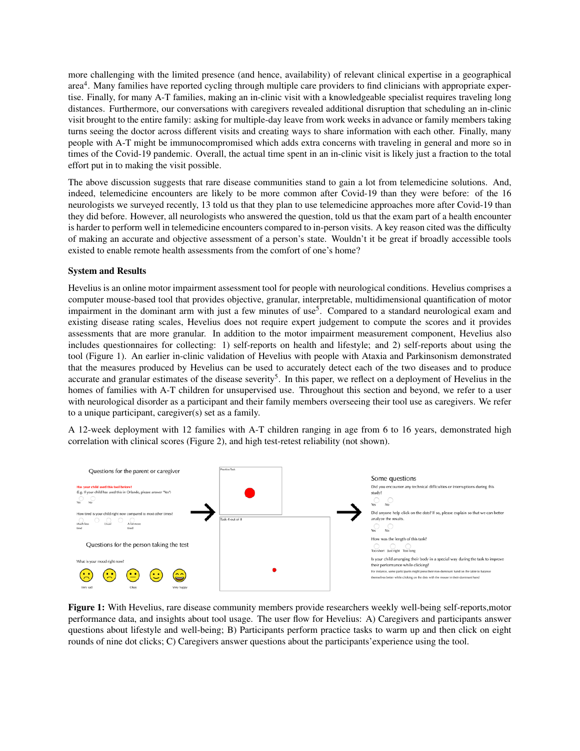more challenging with the limited presence (and hence, availability) of relevant clinical expertise in a geographical area[4]. Many families have reported cycling through multiple care providers to find clinicians with appropriate expertise. Finally, for many A-T families, making an in-clinic visit with a knowledgeable specialist requires traveling long distances. Furthermore, our conversations with caregivers revealed additional disruption that scheduling an in-clinic visit brought to the entire family: asking for multiple-day leave from work weeks in advance or family members taking turns seeing the doctor across different visits and creating ways to share information with each other. Finally, many people with A-T might be immunocompromised which adds extra concerns with traveling in general and more so in times of the Covid-19 pandemic. Overall, the actual time spent in an in-clinic visit is likely just a fraction to the total effort put in to making the visit possible.

The above discussion suggests that rare disease communities stand to gain a lot from telemedicine solutions. And, indeed, telemedicine encounters are likely to be more common after Covid-19 than they were before: of the 16 neurologists we surveyed recently, 13 told us that they plan to use telemedicine approaches more after Covid-19 than they did before. However, all neurologists who answered the question, told us that the exam part of a health encounter is harder to perform well in telemedicine encounters compared to in-person visits. A key reason cited was the difficulty of making an accurate and objective assessment of a person's state. Wouldn't it be great if broadly accessible tools existed to enable remote health assessments from the comfort of one's home?

**System and Results**

Hevelius is an online motor impairment assessment tool for people with neurological conditions. Hevelius comprises a computer mouse-based tool that provides objective, granular, interpretable, multidimensional quantification of motor impairment in the dominant arm with just a few minutes of use[5]. Compared to a standard neurological exam and existing disease rating scales, Hevelius does not require expert judgement to compute the scores and it provides assessments that are more granular. In addition to the motor impairment measurement component, Hevelius also includes questionnaires for collecting: 1) self-reports on health and lifestyle; and 2) self-reports about using the tool (Figure 1). An earlier in-clinic validation of Hevelius with people with Ataxia and Parkinsonism demonstrated that the measures produced by Hevelius can be used to accurately detect each of the two diseases and to produce accurate and granular estimates of the disease severity[5]. In this paper, we reflect on a deployment of Hevelius in the homes of families with A-T children for unsupervised use. Throughout this section and beyond, we refer to a user with neurological disorder as a participant and their family members overseeing their tool use as caregivers. We refer to a unique participant, caregiver(s) set as a family.

A 12-week deployment with 12 families with A-T children ranging in age from 6 to 16 years, demonstrated high correlation with clinical scores (Figure 2), and high test-retest reliability (not shown).

**Figure 1:** With Hevelius, rare disease community members provide researchers weekly well-being self-reports,motor performance data, and insights about tool usage. The user flow for Hevelius: A) Caregivers and participants answer questions about lifestyle and well-being; B) Participants perform practice tasks to warm up and then click on eight rounds of nine dot clicks; C) Caregivers answer questions about the participants'experience using the tool.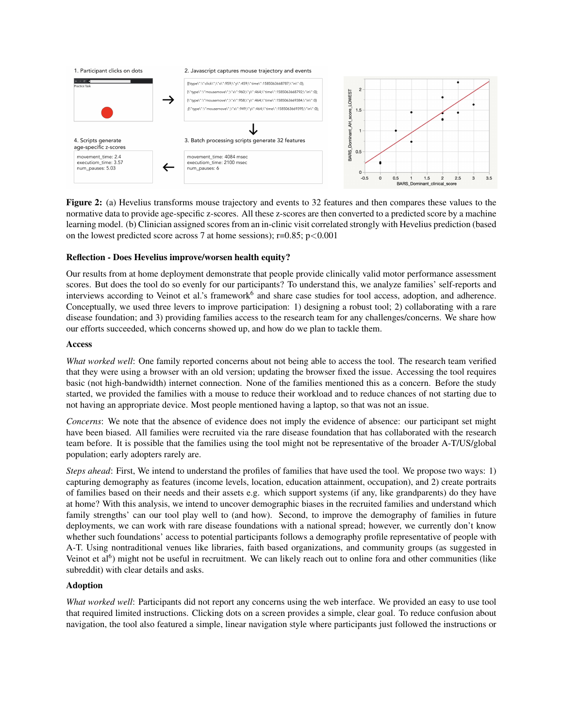**Figure 2:** (a) Hevelius transforms mouse trajectory and events to 32 features and then compares these values to the normative data to provide age-specific z-scores. All these z-scores are then converted to a predicted score by a machine learning model. (b) Clinician assigned scores from an in-clinic visit correlated strongly with Hevelius prediction (based on the lowest predicted score across 7 at home sessions); $r=0.85$; $p<0.001$

**Reflection - Does Hevelius improve/worsen health equity?**

Our results from at home deployment demonstrate that people provide clinically valid motor performance assessment scores. But does the tool do so evenly for our participants? To understand this, we analyze families' self-reports and interviews according to Veinot et al.'s framework[6] and share case studies for tool access, adoption, and adherence. Conceptually, we used three levers to improve participation: 1) designing a robust tool; 2) collaborating with a rare disease foundation; and 3) providing families access to the research team for any challenges/concerns. We share how our efforts succeeded, which concerns showed up, and how do we plan to tackle them.

**Access**

*What worked well*: One family reported concerns about not being able to access the tool. The research team verified that they were using a browser with an old version; updating the browser fixed the issue. Accessing the tool requires basic (not high-bandwidth) internet connection. None of the families mentioned this as a concern. Before the study started, we provided the families with a mouse to reduce their workload and to reduce chances of not starting due to not having an appropriate device. Most people mentioned having a laptop, so that was not an issue.

*Concerns*: We note that the absence of evidence does not imply the evidence of absence: our participant set might have been biased. All families were recruited via the rare disease foundation that has collaborated with the research team before. It is possible that the families using the tool might not be representative of the broader A-T/US/global population; early adopters rarely are.

*Steps ahead*: First, We intend to understand the profiles of families that have used the tool. We propose two ways: 1) capturing demography as features (income levels, location, education attainment, occupation), and 2) create portraits of families based on their needs and their assets e.g. which support systems (if any, like grandparents) do they have at home? With this analysis, we intend to uncover demographic biases in the recruited families and understand which family strengths' can our tool play well to (and how). Second, to improve the demography of families in future deployments, we can work with rare disease foundations with a national spread; however, we currently don't know whether such foundations' access to potential participants follows a demography profile representative of people with A-T. Using nontraditional venues like libraries, faith based organizations, and community groups (as suggested in Veinot et al[6]) might not be useful in recruitment. We can likely reach out to online fora and other communities (like subreddit) with clear details and asks.

**Adoption**

*What worked well*: Participants did not report any concerns using the web interface. We provided an easy to use tool that required limited instructions. Clicking dots on a screen provides a simple, clear goal. To reduce confusion about navigation, the tool also featured a simple, linear navigation style where participants just followed the instructions or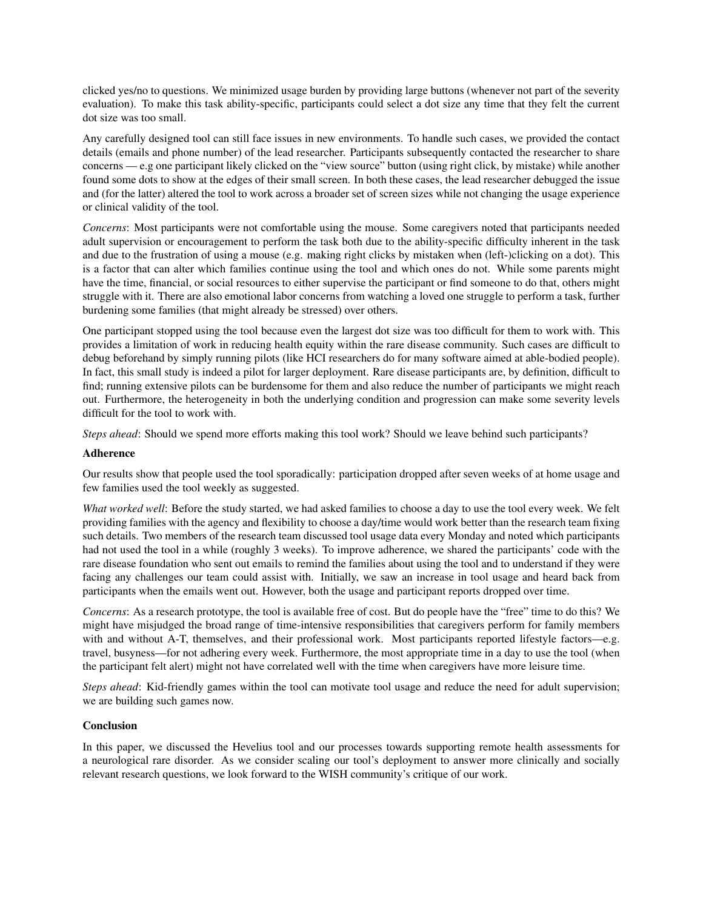clicked yes/no to questions. We minimized usage burden by providing large buttons (whenever not part of the severity evaluation). To make this task ability-specific, participants could select a dot size any time that they felt the current dot size was too small.

Any carefully designed tool can still face issues in new environments. To handle such cases, we provided the contact details (emails and phone number) of the lead researcher. Participants subsequently contacted the researcher to share concerns — e.g one participant likely clicked on the "view source" button (using right click, by mistake) while another found some dots to show at the edges of their small screen. In both these cases, the lead researcher debugged the issue and (for the latter) altered the tool to work across a broader set of screen sizes while not changing the usage experience or clinical validity of the tool.

*Concerns*: Most participants were not comfortable using the mouse. Some caregivers noted that participants needed adult supervision or encouragement to perform the task both due to the ability-specific difficulty inherent in the task and due to the frustration of using a mouse (e.g. making right clicks by mistaken when (left-)clicking on a dot). This is a factor that can alter which families continue using the tool and which ones do not. While some parents might have the time, financial, or social resources to either supervise the participant or find someone to do that, others might struggle with it. There are also emotional labor concerns from watching a loved one struggle to perform a task, further burdening some families (that might already be stressed) over others.

One participant stopped using the tool because even the largest dot size was too difficult for them to work with. This provides a limitation of work in reducing health equity within the rare disease community. Such cases are difficult to debug beforehand by simply running pilots (like HCI researchers do for many software aimed at able-bodied people). In fact, this small study is indeed a pilot for larger deployment. Rare disease participants are, by definition, difficult to find; running extensive pilots can be burdensome for them and also reduce the number of participants we might reach out. Furthermore, the heterogeneity in both the underlying condition and progression can make some severity levels difficult for the tool to work with.

*Steps ahead*: Should we spend more efforts making this tool work? Should we leave behind such participants?

**Adherence**

Our results show that people used the tool sporadically: participation dropped after seven weeks of at home usage and few families used the tool weekly as suggested.

*What worked well*: Before the study started, we had asked families to choose a day to use the tool every week. We felt providing families with the agency and flexibility to choose a day/time would work better than the research team fixing such details. Two members of the research team discussed tool usage data every Monday and noted which participants had not used the tool in a while (roughly 3 weeks). To improve adherence, we shared the participants' code with the rare disease foundation who sent out emails to remind the families about using the tool and to understand if they were facing any challenges our team could assist with. Initially, we saw an increase in tool usage and heard back from participants when the emails went out. However, both the usage and participant reports dropped over time.

*Concerns*: As a research prototype, the tool is available free of cost. But do people have the "free" time to do this? We might have misjudged the broad range of time-intensive responsibilities that caregivers perform for family members with and without A-T, themselves, and their professional work. Most participants reported lifestyle factors—e.g. travel, busyness—for not adhering every week. Furthermore, the most appropriate time in a day to use the tool (when the participant felt alert) might not have correlated well with the time when caregivers have more leisure time.

*Steps ahead*: Kid-friendly games within the tool can motivate tool usage and reduce the need for adult supervision; we are building such games now.

**Conclusion**

In this paper, we discussed the Hevelius tool and our processes towards supporting remote health assessments for a neurological rare disorder. As we consider scaling our tool's deployment to answer more clinically and socially relevant research questions, we look forward to the WISH community's critique of our work.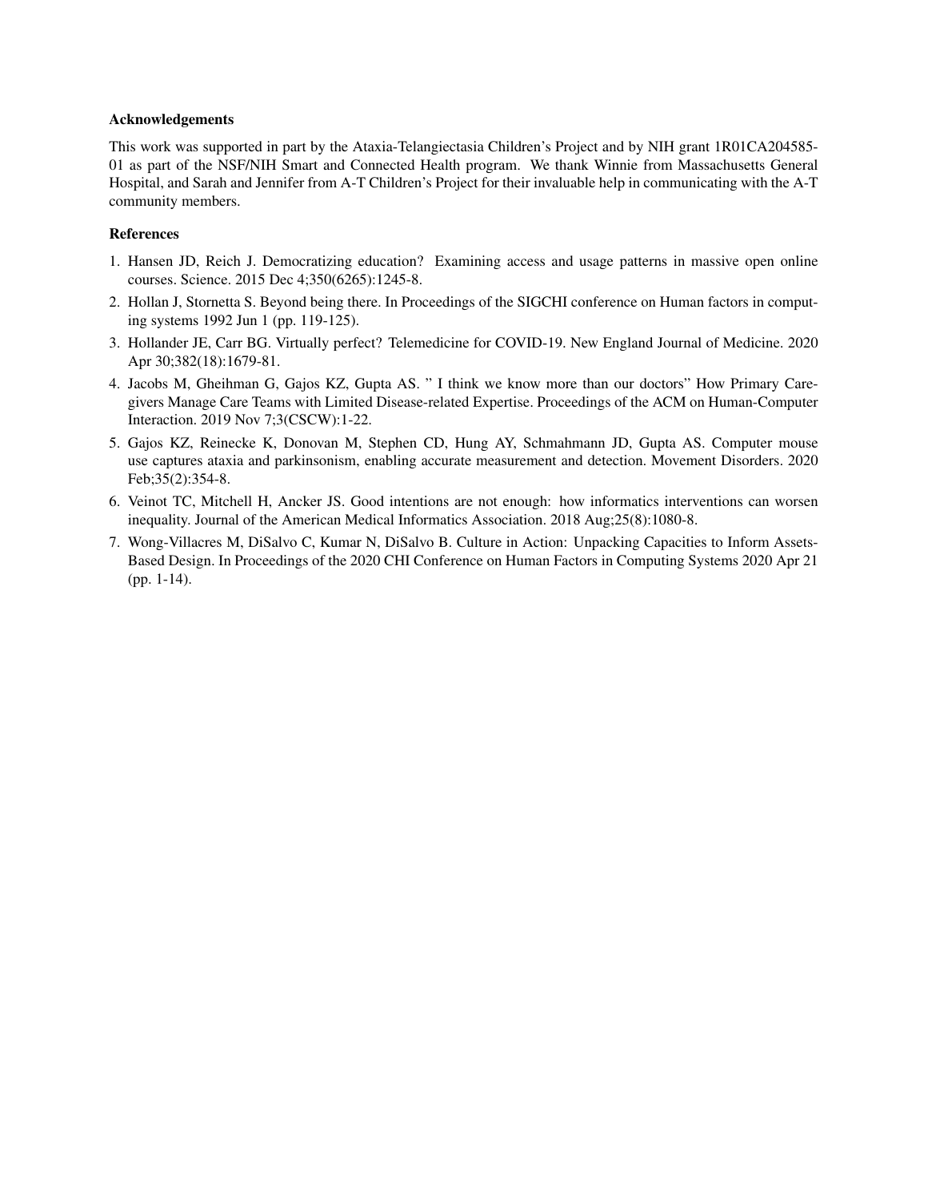**Acknowledgements**

This work was supported in part by the Ataxia-Telangiectasia Children's Project and by NIH grant 1R01CA204585-01 as part of the NSF/NIH Smart and Connected Health program. We thank Winnie from Massachusetts General Hospital, and Sarah and Jennifer from A-T Children's Project for their invaluable help in communicating with the A-T community members.

**References**

1. Hansen JD, Reich J. Democratizing education? Examining access and usage patterns in massive open online courses. Science. 2015 Dec 4;350(6265):1245-8.
2. Hollan J, Stornetta S. Beyond being there. In Proceedings of the SIGCHI conference on Human factors in computing systems 1992 Jun 1 (pp. 119-125).
3. Hollander JE, Carr BG. Virtually perfect? Telemedicine for COVID-19. New England Journal of Medicine. 2020 Apr 30;382(18):1679-81.
4. Jacobs M, Gheihman G, Gajos KZ, Gupta AS. " I think we know more than our doctors" How Primary Caregivers Manage Care Teams with Limited Disease-related Expertise. Proceedings of the ACM on Human-Computer Interaction. 2019 Nov 7;3(CSCW):1-22.
5. Gajos KZ, Reinecke K, Donovan M, Stephen CD, Hung AY, Schmahmann JD, Gupta AS. Computer mouse use captures ataxia and parkinsonism, enabling accurate measurement and detection. Movement Disorders. 2020 Feb;35(2):354-8.
6. Veinot TC, Mitchell H, Ancker JS. Good intentions are not enough: how informatics interventions can worsen inequality. Journal of the American Medical Informatics Association. 2018 Aug;25(8):1080-8.
7. Wong-Villacres M, DiSalvo C, Kumar N, DiSalvo B. Culture in Action: Unpacking Capacities to Inform Assets-Based Design. In Proceedings of the 2020 CHI Conference on Human Factors in Computing Systems 2020 Apr 21 (pp. 1-14).